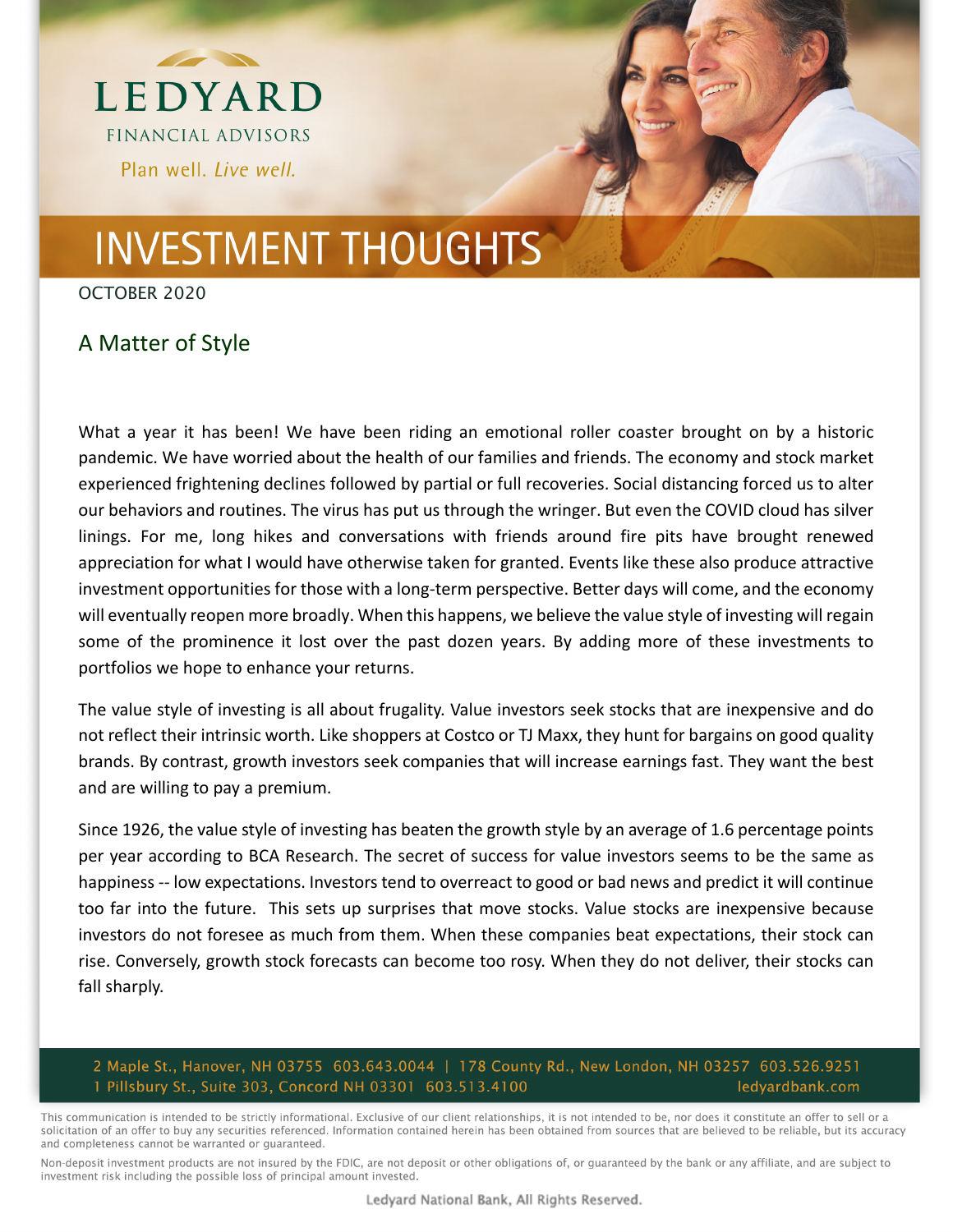LEDYARD

FINANCIAL ADVISORS

Plan well. *Live well.*

# INVESTMENT THOUGHTS

OCTOBER 2020

## A Matter of Style

What a year it has been! We have been riding an emotional roller coaster brought on by a historic pandemic. We have worried about the health of our families and friends. The economy and stock market experienced frightening declines followed by partial or full recoveries. Social distancing forced us to alter our behaviors and routines. The virus has put us through the wringer. But even the COVID cloud has silver linings. For me, long hikes and conversations with friends around fire pits have brought renewed appreciation for what I would have otherwise taken for granted. Events like these also produce attractive investment opportunities for those with a long-term perspective. Better days will come, and the economy will eventually reopen more broadly. When this happens, we believe the value style of investing will regain some of the prominence it lost over the past dozen years. By adding more of these investments to portfolios we hope to enhance your returns.

The value style of investing is all about frugality. Value investors seek stocks that are inexpensive and do not reflect their intrinsic worth. Like shoppers at Costco or TJ Maxx, they hunt for bargains on good quality brands. By contrast, growth investors seek companies that will increase earnings fast. They want the best and are willing to pay a premium.

Since 1926, the value style of investing has beaten the growth style by an average of 1.6 percentage points per year according to BCA Research. The secret of success for value investors seems to be the same as happiness -- low expectations. Investors tend to overreact to good or bad news and predict it will continue too far into the future. This sets up surprises that move stocks. Value stocks are inexpensive because investors do not foresee as much from them. When these companies beat expectations, their stock can rise. Conversely, growth stock forecasts can become too rosy. When they do not deliver, their stocks can fall sharply.

2 Maple St., Hanover, NH 03755 603.643.0044 | 178 County Rd., New London, NH 03257 603.526.9251
1 Pillsbury St., Suite 303, Concord NH 03301 603.513.4100 ledyardbank.com

This communication is intended to be strictly informational. Exclusive of our client relationships, it is not intended to be, nor does it constitute an offer to sell or a solicitation of an offer to buy any securities referenced. Information contained herein has been obtained from sources that are believed to be reliable, but its accuracy and completeness cannot be warranted or guaranteed.

Non-deposit investment products are not insured by the FDIC, are not deposit or other obligations of, or guaranteed by the bank or any affiliate, and are subject to investment risk including the possible loss of principal amount invested.

Ledyard National Bank, All Rights Reserved.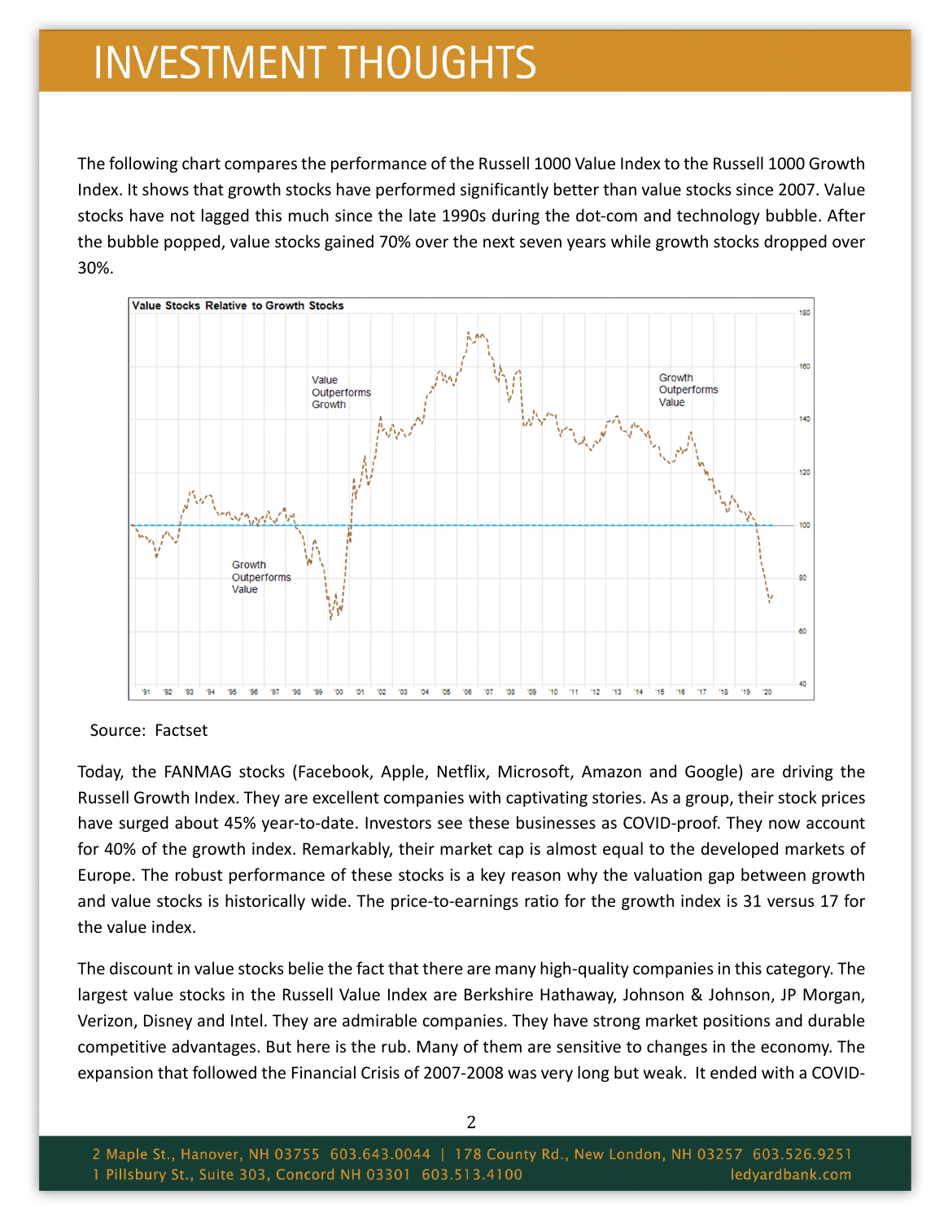# INVESTMENT THOUGHTS

The following chart compares the performance of the Russell 1000 Value Index to the Russell 1000 Growth Index. It shows that growth stocks have performed significantly better than value stocks since 2007. Value stocks have not lagged this much since the late 1990s during the dot-com and technology bubble. After the bubble popped, value stocks gained 70% over the next seven years while growth stocks dropped over 30%.

Value Stocks Relative to Growth Stocks

Source: Factset

Today, the FANMAG stocks (Facebook, Apple, Netflix, Microsoft, Amazon and Google) are driving the Russell Growth Index. They are excellent companies with captivating stories. As a group, their stock prices have surged about 45% year-to-date. Investors see these businesses as COVID-proof. They now account for 40% of the growth index. Remarkably, their market cap is almost equal to the developed markets of Europe. The robust performance of these stocks is a key reason why the valuation gap between growth and value stocks is historically wide. The price-to-earnings ratio for the growth index is 31 versus 17 for the value index.

The discount in value stocks belie the fact that there are many high-quality companies in this category. The largest value stocks in the Russell Value Index are Berkshire Hathaway, Johnson & Johnson, JP Morgan, Verizon, Disney and Intel. They are admirable companies. They have strong market positions and durable competitive advantages. But here is the rub. Many of them are sensitive to changes in the economy. The expansion that followed the Financial Crisis of 2007-2008 was very long but weak. It ended with a COVID-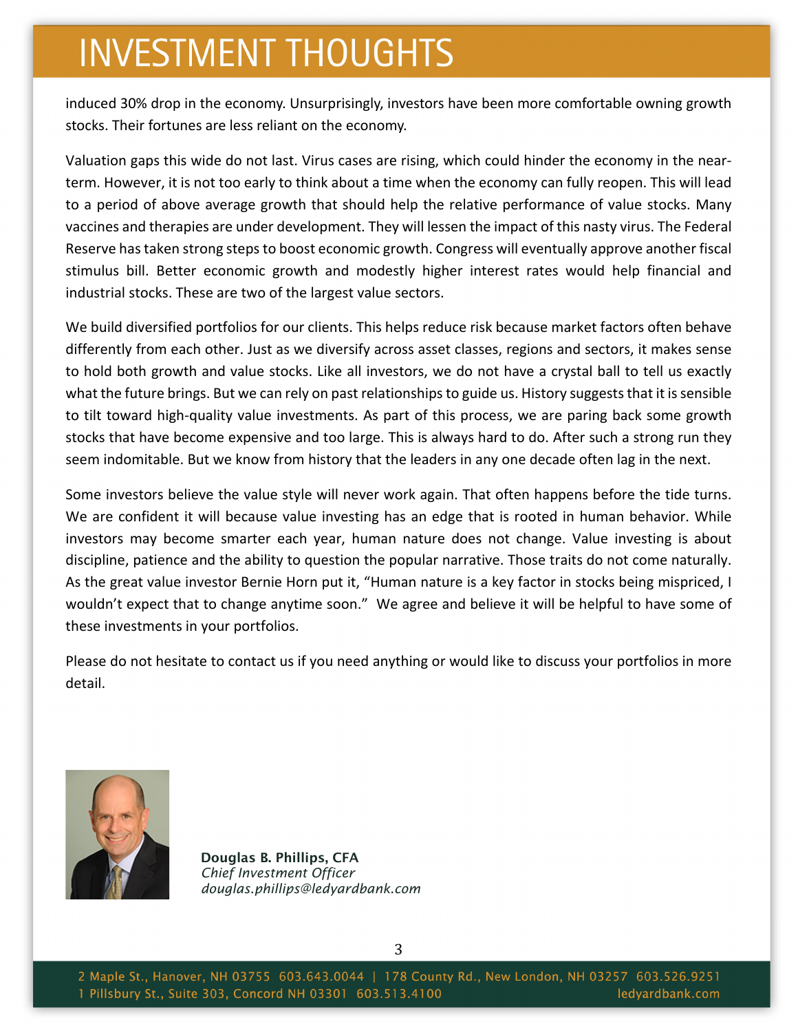induced 30% drop in the economy. Unsurprisingly, investors have been more comfortable owning growth stocks. Their fortunes are less reliant on the economy.

Valuation gaps this wide do not last. Virus cases are rising, which could hinder the economy in the near-term. However, it is not too early to think about a time when the economy can fully reopen. This will lead to a period of above average growth that should help the relative performance of value stocks. Many vaccines and therapies are under development. They will lessen the impact of this nasty virus. The Federal Reserve has taken strong steps to boost economic growth. Congress will eventually approve another fiscal stimulus bill. Better economic growth and modestly higher interest rates would help financial and industrial stocks. These are two of the largest value sectors.

We build diversified portfolios for our clients. This helps reduce risk because market factors often behave differently from each other. Just as we diversify across asset classes, regions and sectors, it makes sense to hold both growth and value stocks. Like all investors, we do not have a crystal ball to tell us exactly what the future brings. But we can rely on past relationships to guide us. History suggests that it is sensible to tilt toward high-quality value investments. As part of this process, we are paring back some growth stocks that have become expensive and too large. This is always hard to do. After such a strong run they seem indomitable. But we know from history that the leaders in any one decade often lag in the next.

Some investors believe the value style will never work again. That often happens before the tide turns. We are confident it will because value investing has an edge that is rooted in human behavior. While investors may become smarter each year, human nature does not change. Value investing is about discipline, patience and the ability to question the popular narrative. Those traits do not come naturally. As the great value investor Bernie Horn put it, "Human nature is a key factor in stocks being mispriced, I wouldn't expect that to change anytime soon." We agree and believe it will be helpful to have some of these investments in your portfolios.

Please do not hesitate to contact us if you need anything or would like to discuss your portfolios in more detail.

**Douglas B. Phillips, CFA**
*Chief Investment Officer*
*douglas.phillips@ledyardbank.com*

2 Maple St., Hanover, NH 03755 603.643.0044 | 178 County Rd., New London, NH 03257 603.526.9251
1 Pillsbury St., Suite 303, Concord NH 03301 603.513.4100 ledyardbank.com